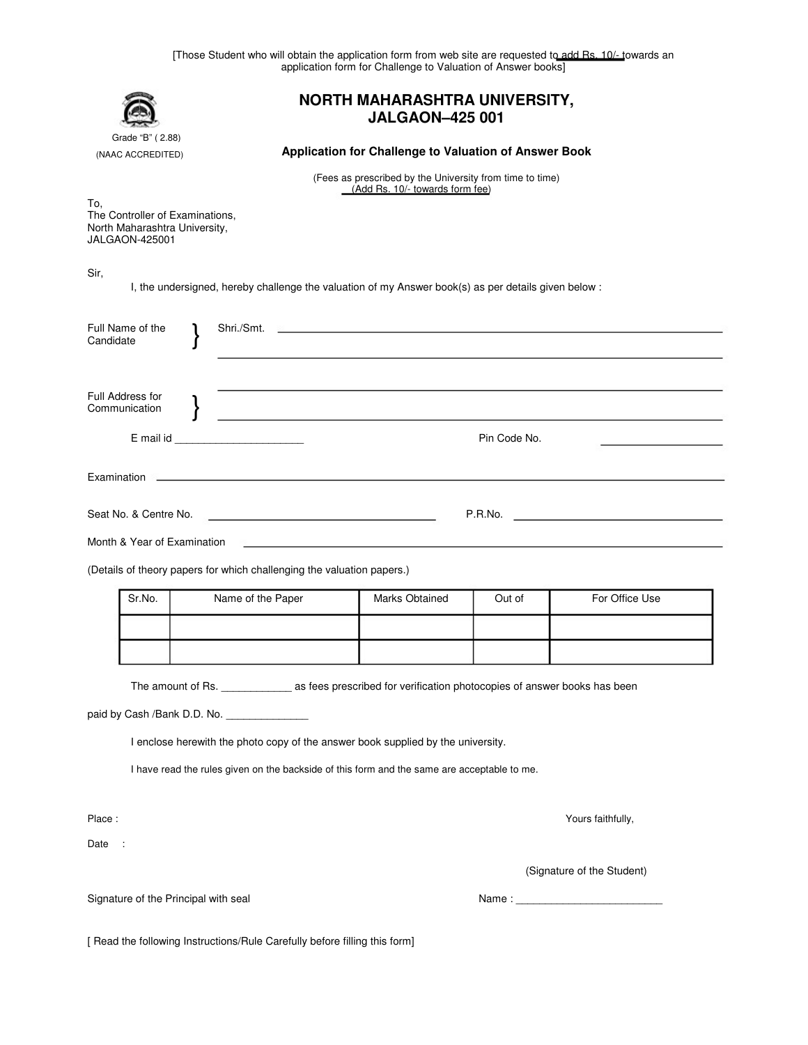[Those Student who will obtain the application form from web site are requested to add Rs. 10/- towards an application form for Challenge to Valuation of Answer books]

# NORTH MAHARASHTRA UNIVERSITY, JALGAON–425 001

Grade “B” ( 2.88)

(NAAC ACCREDITED)

## Application for Challenge to Valuation of Answer Book

(Fees as prescribed by the University from time to time)
(Add Rs. 10/- towards form fee)

To,
The Controller of Examinations,
North Maharashtra University,
JALGAON-425001

Sir,

I, the undersigned, hereby challenge the valuation of my Answer book(s) as per details given below :

Full Name of the Candidate } Shri./Smt. ______________________________________________

______________________________________________

Full Address for Communication } ______________________________________________

______________________________________________

E mail id ______________________ Pin Code No. ____________________

Examination ______________________________________________

Seat No. & Centre No. ______________________ P.R.No. ______________________

Month & Year of Examination ______________________________________________

(Details of theory papers for which challenging the valuation papers.)

| Sr.No. | Name of the Paper | Marks Obtained | Out of | For Office Use |
|---|---|---|---|---|
| | | | | |
| | | | | |

The amount of Rs. ____________ as fees prescribed for verification photocopies of answer books has been paid by Cash /Bank D.D. No. ______________

I enclose herewith the photo copy of the answer book supplied by the university.

I have read the rules given on the backside of this form and the same are acceptable to me.

Place :

Date :

Yours faithfully,

(Signature of the Student)

Signature of the Principal with seal

Name : _________________________

[ Read the following Instructions/Rule Carefully before filling this form]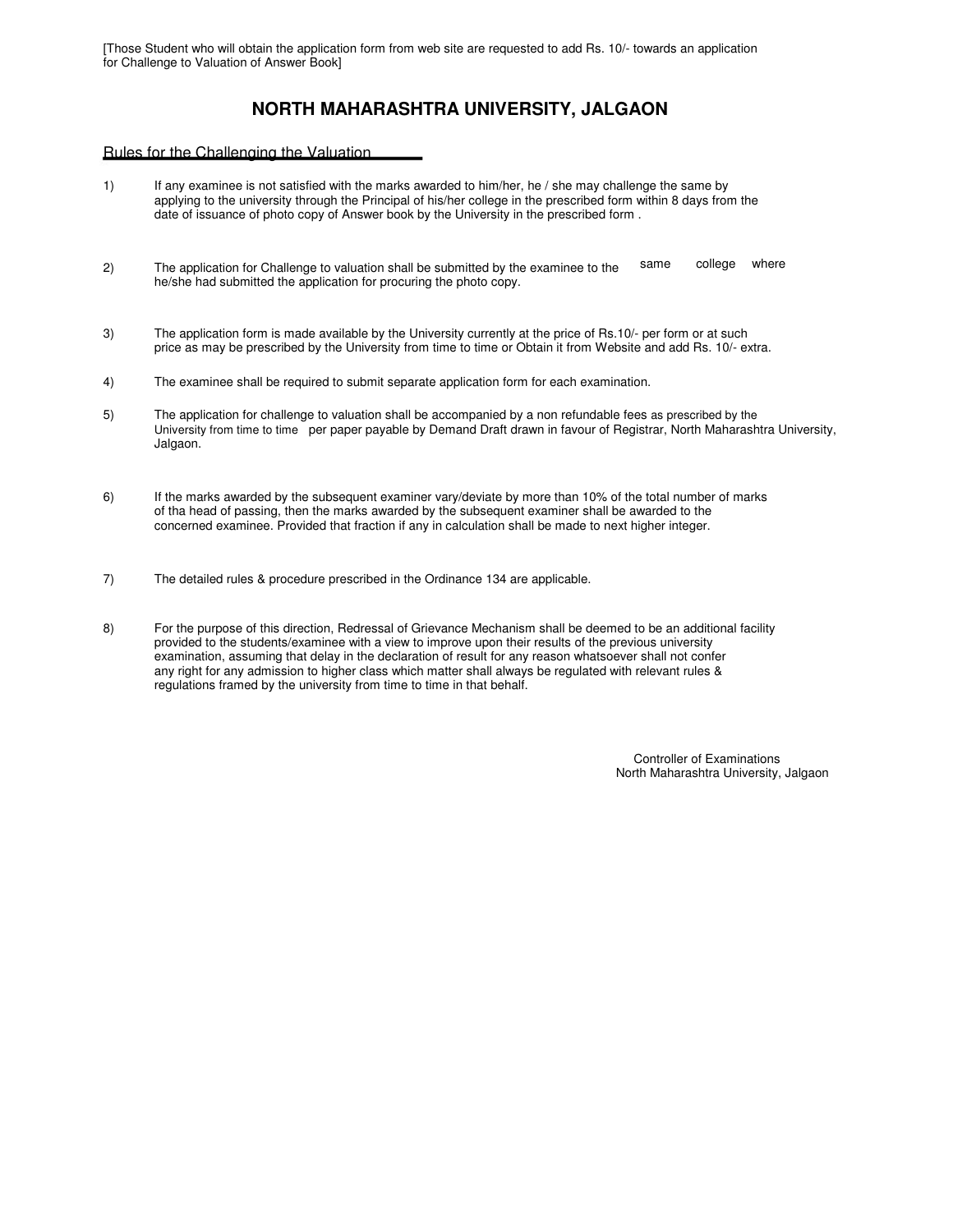[Those Student who will obtain the application form from web site are requested to add Rs. 10/- towards an application for Challenge to Valuation of Answer Book]

# NORTH MAHARASHTRA UNIVERSITY, JALGAON

Rules for the Challenging the Valuation

1) If any examinee is not satisfied with the marks awarded to him/her, he / she may challenge the same by applying to the university through the Principal of his/her college in the prescribed form within 8 days from the date of issuance of photo copy of Answer book by the University in the prescribed form .

2) The application for Challenge to valuation shall be submitted by the examinee to the same college where he/she had submitted the application for procuring the photo copy.

3) The application form is made available by the University currently at the price of Rs.10/- per form or at such price as may be prescribed by the University from time to time or Obtain it from Website and add Rs. 10/- extra.

4) The examinee shall be required to submit separate application form for each examination.

5) The application for challenge to valuation shall be accompanied by a non refundable fees as prescribed by the University from time to time per paper payable by Demand Draft drawn in favour of Registrar, North Maharashtra University, Jalgaon.

6) If the marks awarded by the subsequent examiner vary/deviate by more than 10% of the total number of marks of tha head of passing, then the marks awarded by the subsequent examiner shall be awarded to the concerned examinee. Provided that fraction if any in calculation shall be made to next higher integer.

7) The detailed rules & procedure prescribed in the Ordinance 134 are applicable.

8) For the purpose of this direction, Redressal of Grievance Mechanism shall be deemed to be an additional facility provided to the students/examinee with a view to improve upon their results of the previous university examination, assuming that delay in the declaration of result for any reason whatsoever shall not confer any right for any admission to higher class which matter shall always be regulated with relevant rules & regulations framed by the university from time to time in that behalf.

Controller of Examinations
North Maharashtra University, Jalgaon